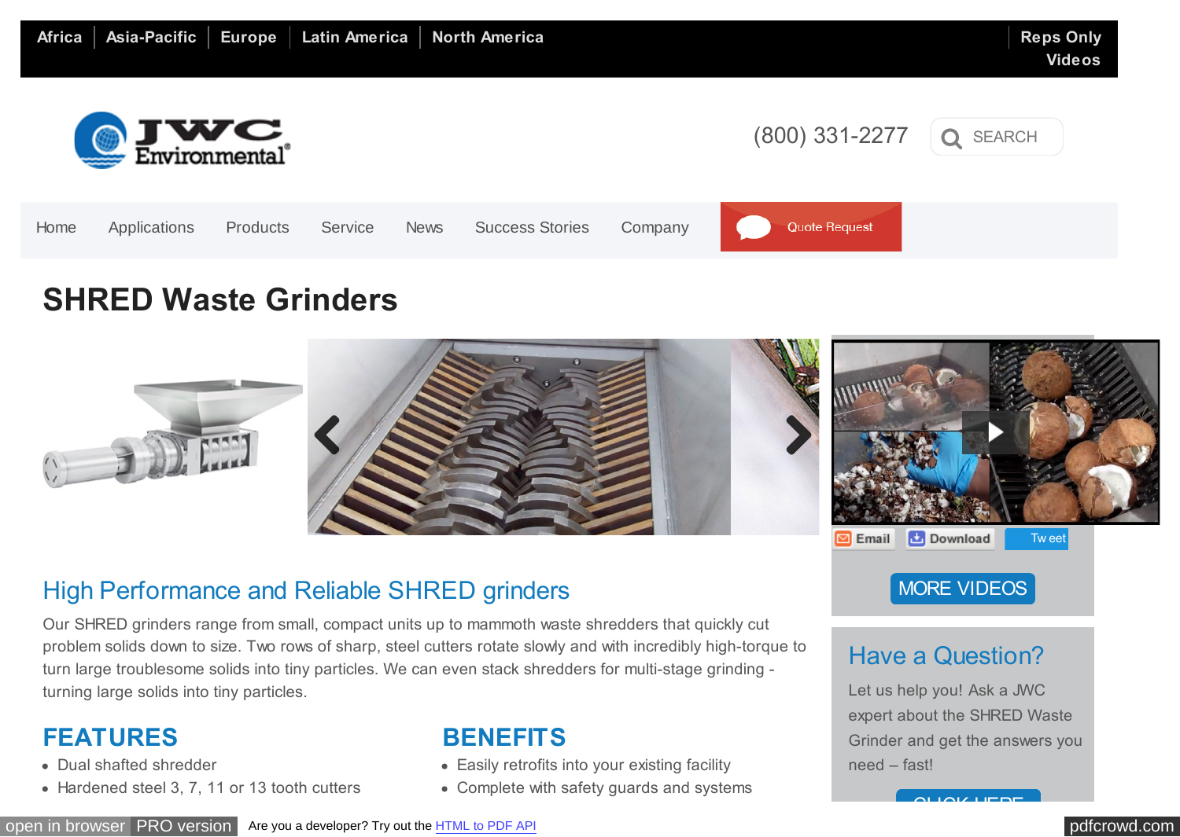Africa | Asia-Pacific | Europe | Latin America | North America

Reps Only
Videos

(800) 331-2277 SEARCH

Home Applications Products Service News Success Stories Company Quote Request

# SHRED Waste Grinders

Email Download Tweet

MORE VIDEOS

## High Performance and Reliable SHRED grinders

Our SHRED grinders range from small, compact units up to mammoth waste shredders that quickly cut problem solids down to size. Two rows of sharp, steel cutters rotate slowly and with incredibly high-torque to turn large troublesome solids into tiny particles. We can even stack shredders for multi-stage grinding - turning large solids into tiny particles.

### FEATURES

- Dual shafted shredder
- Hardened steel 3, 7, 11 or 13 tooth cutters

### BENEFITS

- Easily retrofits into your existing facility
- Complete with safety guards and systems

## Have a Question?

Let us help you! Ask a JWC expert about the SHRED Waste Grinder and get the answers you need – fast!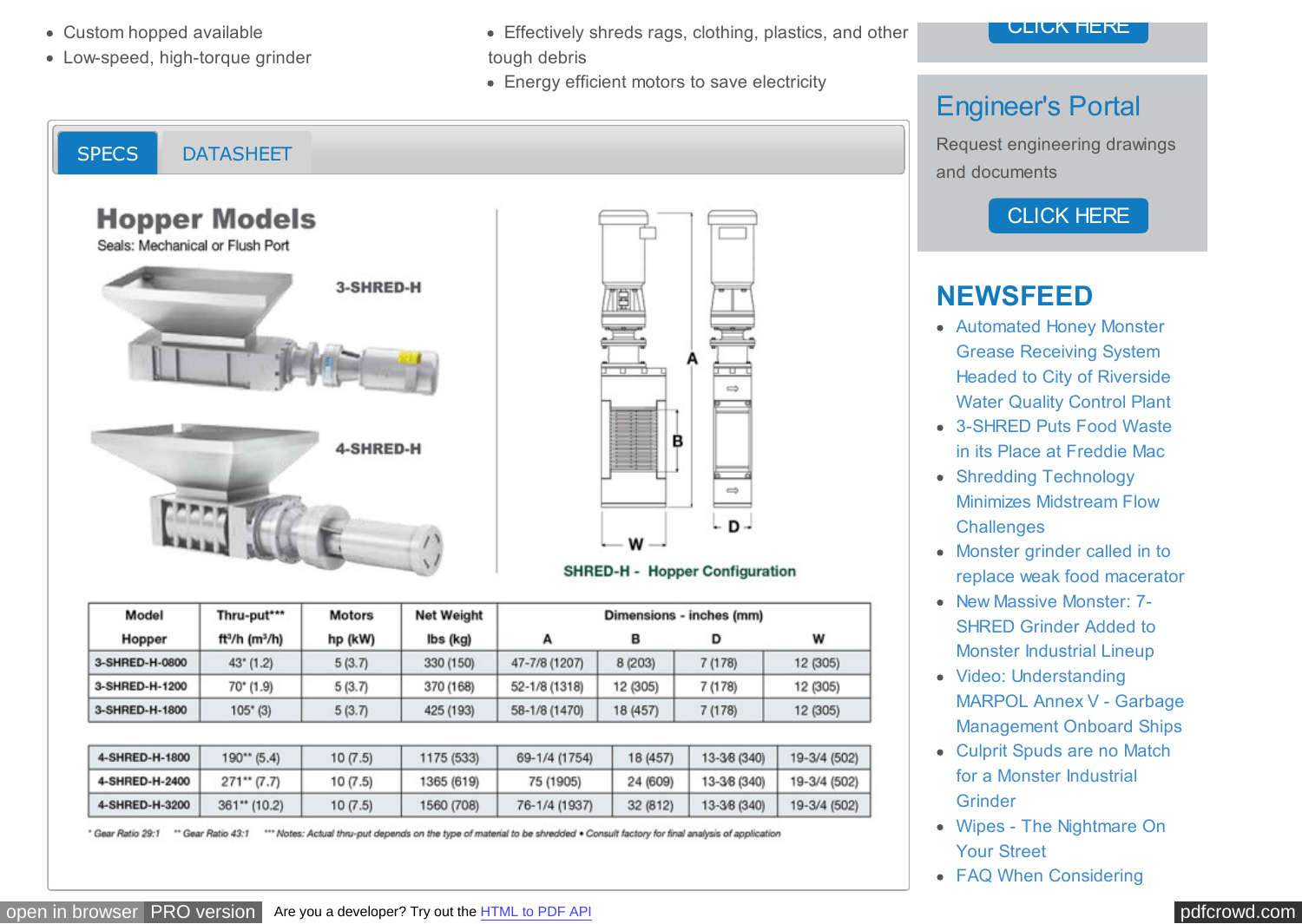- Custom hopped available
- Low-speed, high-torque grinder

- Effectively shreds rags, clothing, plastics, and other tough debris
- Energy efficient motors to save electricity

SPECS | DATASHEET

## Hopper Models

Seals: Mechanical or Flush Port

3-SHRED-H

4-SHRED-H

SHRED-H - Hopper Configuration

| Model | Thru-put*** | Motors | Net Weight | Dimensions - inches (mm) | | | |
|---|---|---|---|---|---|---|---|
| Hopper | ft³/h (m³/h) | hp (kW) | lbs (kg) | A | B | D | W |
| 3-SHRED-H-0800 | 43* (1.2) | 5 (3.7) | 330 (150) | 47-7/8 (1207) | 8 (203) | 7 (178) | 12 (305) |
| 3-SHRED-H-1200 | 70* (1.9) | 5 (3.7) | 370 (168) | 52-1/8 (1318) | 12 (305) | 7 (178) | 12 (305) |
| 3-SHRED-H-1800 | 105* (3) | 5 (3.7) | 425 (193) | 58-1/8 (1470) | 18 (457) | 7 (178) | 12 (305) |
| 4-SHRED-H-1800 | 190** (5.4) | 10 (7.5) | 1175 (533) | 69-1/4 (1754) | 18 (457) | 13-3/8 (340) | 19-3/4 (502) |
| 4-SHRED-H-2400 | 271** (7.7) | 10 (7.5) | 1365 (619) | 75 (1905) | 24 (609) | 13-3/8 (340) | 19-3/4 (502) |
| 4-SHRED-H-3200 | 361** (10.2) | 10 (7.5) | 1560 (708) | 76-1/4 (1937) | 32 (812) | 13-3/8 (340) | 19-3/4 (502) |

*Gear Ratio 29:1 **Gear Ratio 43:1 ***Notes: Actual thru-put depends on the type of material to be shredded • Consult factory for final analysis of application

CLICK HERE

## Engineer's Portal

Request engineering drawings and documents

CLICK HERE

## NEWSFEED

- Automated Honey Monster Grease Receiving System Headed to City of Riverside Water Quality Control Plant
- 3-SHRED Puts Food Waste in its Place at Freddie Mac
- Shredding Technology Minimizes Midstream Flow Challenges
- Monster grinder called in to replace weak food macerator
- New Massive Monster: 7-SHRED Grinder Added to Monster Industrial Lineup
- Video: Understanding MARPOL Annex V - Garbage Management Onboard Ships
- Culprit Spuds are no Match for a Monster Industrial Grinder
- Wipes - The Nightmare On Your Street
- FAQ When Considering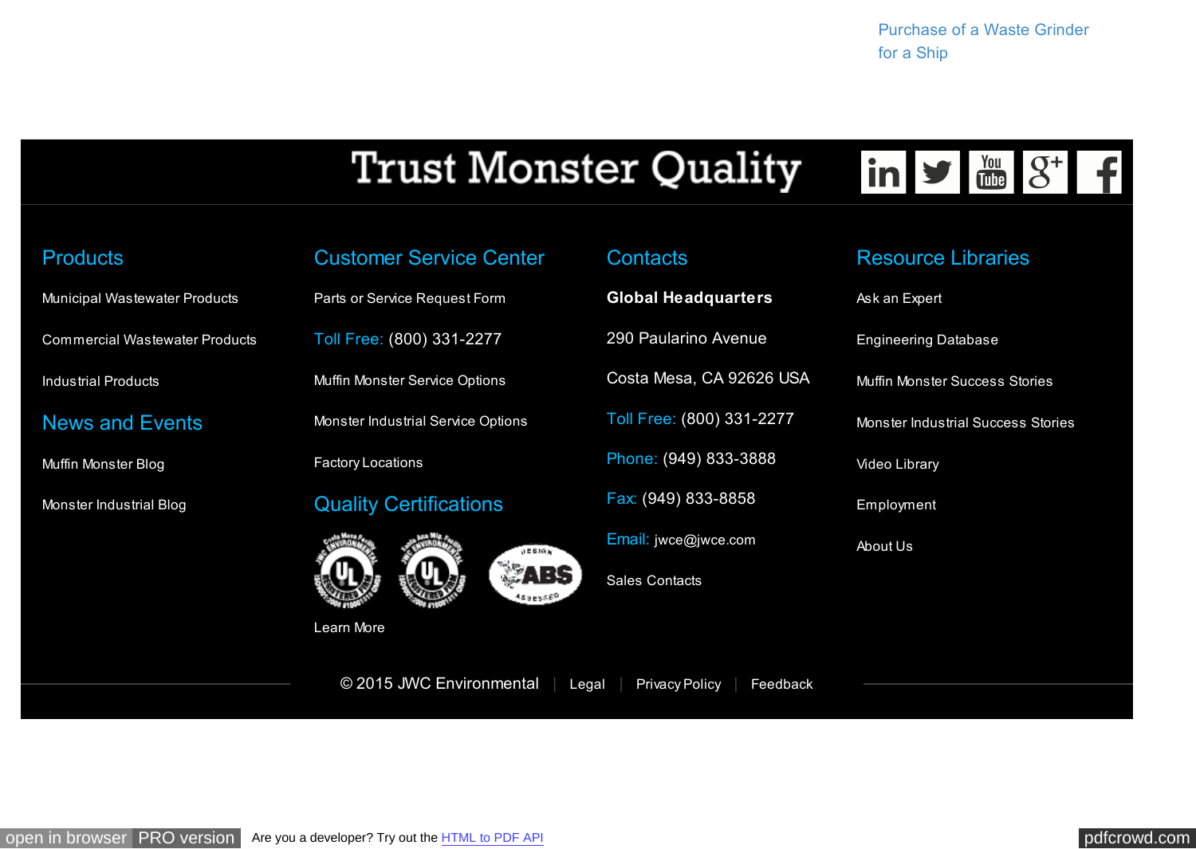Purchase of a Waste Grinder for a Ship

Trust Monster Quality

## Products

Municipal Wastewater Products

Commercial Wastewater Products

Industrial Products

## News and Events

Muffin Monster Blog

Monster Industrial Blog

## Customer Service Center

Parts or Service Request Form

Toll Free: (800) 331-2277

Muffin Monster Service Options

Monster Industrial Service Options

Factory Locations

## Quality Certifications

Learn More

## Contacts

**Global Headquarters**

290 Paularino Avenue

Costa Mesa, CA 92626 USA

Toll Free: (800) 331-2277

Phone: (949) 833-3888

Fax: (949) 833-8858

Email: jwce@jwce.com

Sales Contacts

## Resource Libraries

Ask an Expert

Engineering Database

Muffin Monster Success Stories

Monster Industrial Success Stories

Video Library

Employment

About Us

© 2015 JWC Environmental | Legal | Privacy Policy | Feedback